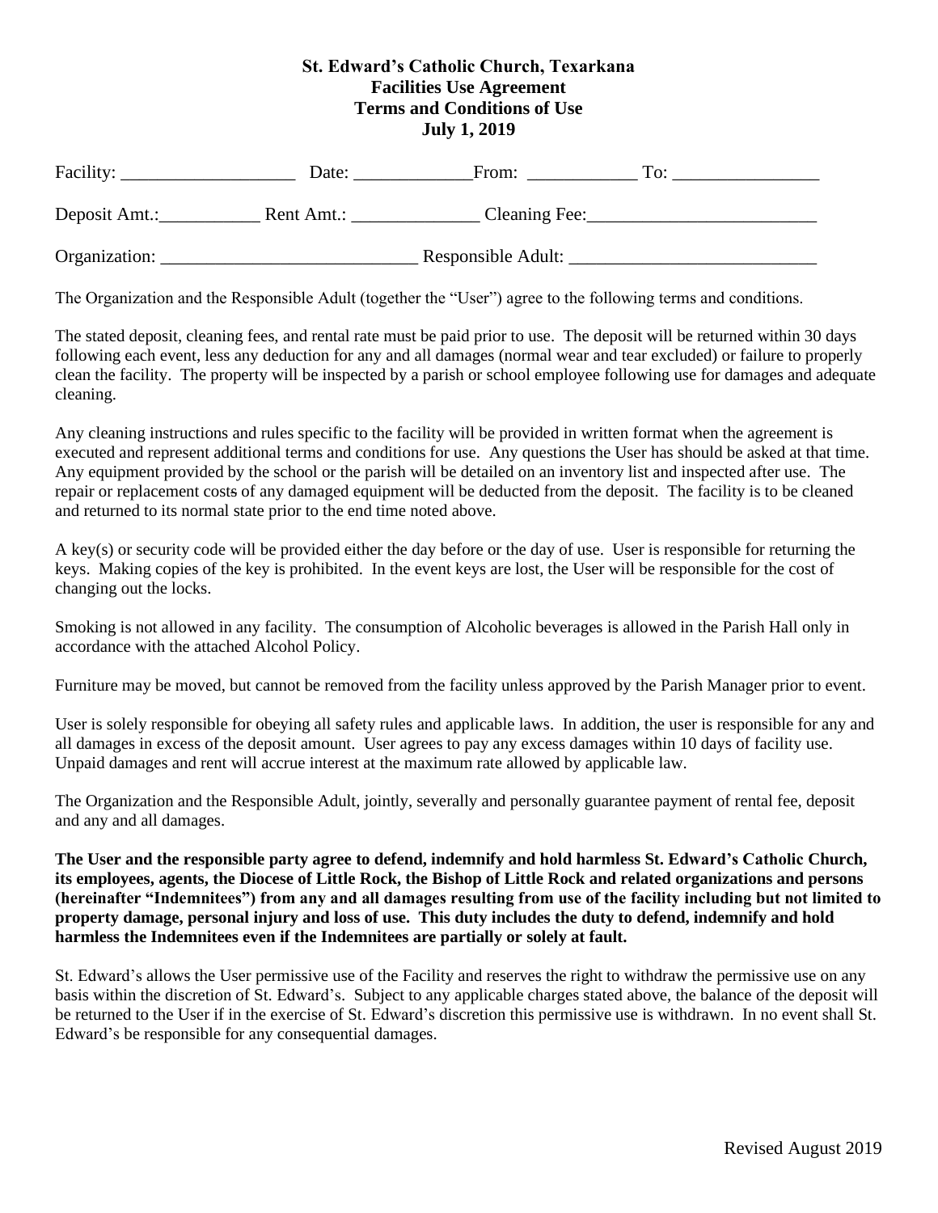# St. Edward's Catholic Church, Texarkana
## Facilities Use Agreement
## Terms and Conditions of Use
## July 1, 2019

Facility: ___________________ Date: _____________From: ____________ To: ________________

Deposit Amt.:___________ Rent Amt.: ______________ Cleaning Fee:_________________________

Organization: ____________________________ Responsible Adult: ___________________________

The Organization and the Responsible Adult (together the "User") agree to the following terms and conditions.

The stated deposit, cleaning fees, and rental rate must be paid prior to use. The deposit will be returned within 30 days following each event, less any deduction for any and all damages (normal wear and tear excluded) or failure to properly clean the facility. The property will be inspected by a parish or school employee following use for damages and adequate cleaning.

Any cleaning instructions and rules specific to the facility will be provided in written format when the agreement is executed and represent additional terms and conditions for use. Any questions the User has should be asked at that time. Any equipment provided by the school or the parish will be detailed on an inventory list and inspected after use. The repair or replacement costs of any damaged equipment will be deducted from the deposit. The facility is to be cleaned and returned to its normal state prior to the end time noted above.

A key(s) or security code will be provided either the day before or the day of use. User is responsible for returning the keys. Making copies of the key is prohibited. In the event keys are lost, the User will be responsible for the cost of changing out the locks.

Smoking is not allowed in any facility. The consumption of Alcoholic beverages is allowed in the Parish Hall only in accordance with the attached Alcohol Policy.

Furniture may be moved, but cannot be removed from the facility unless approved by the Parish Manager prior to event.

User is solely responsible for obeying all safety rules and applicable laws. In addition, the user is responsible for any and all damages in excess of the deposit amount. User agrees to pay any excess damages within 10 days of facility use. Unpaid damages and rent will accrue interest at the maximum rate allowed by applicable law.

The Organization and the Responsible Adult, jointly, severally and personally guarantee payment of rental fee, deposit and any and all damages.

**The User and the responsible party agree to defend, indemnify and hold harmless St. Edward's Catholic Church, its employees, agents, the Diocese of Little Rock, the Bishop of Little Rock and related organizations and persons (hereinafter "Indemnitees") from any and all damages resulting from use of the facility including but not limited to property damage, personal injury and loss of use. This duty includes the duty to defend, indemnify and hold harmless the Indemnitees even if the Indemnitees are partially or solely at fault.**

St. Edward's allows the User permissive use of the Facility and reserves the right to withdraw the permissive use on any basis within the discretion of St. Edward's. Subject to any applicable charges stated above, the balance of the deposit will be returned to the User if in the exercise of St. Edward's discretion this permissive use is withdrawn. In no event shall St. Edward's be responsible for any consequential damages.

Revised August 2019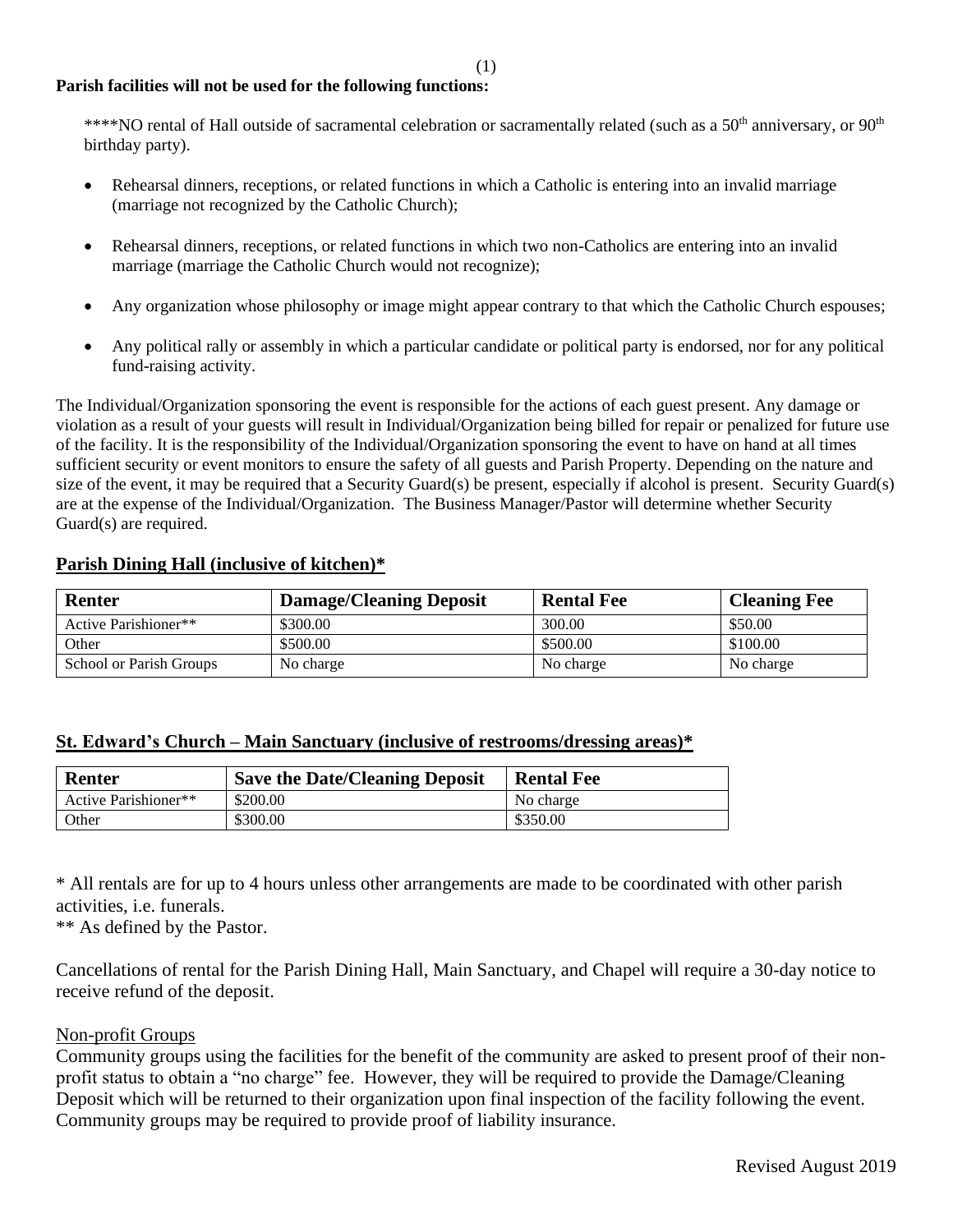**Parish facilities will not be used for the following functions:**

****NO rental of Hall outside of sacramental celebration or sacramentally related (such as a 50th anniversary, or 90th birthday party).

- Rehearsal dinners, receptions, or related functions in which a Catholic is entering into an invalid marriage (marriage not recognized by the Catholic Church);
- Rehearsal dinners, receptions, or related functions in which two non-Catholics are entering into an invalid marriage (marriage the Catholic Church would not recognize);
- Any organization whose philosophy or image might appear contrary to that which the Catholic Church espouses;
- Any political rally or assembly in which a particular candidate or political party is endorsed, nor for any political fund-raising activity.

The Individual/Organization sponsoring the event is responsible for the actions of each guest present. Any damage or violation as a result of your guests will result in Individual/Organization being billed for repair or penalized for future use of the facility. It is the responsibility of the Individual/Organization sponsoring the event to have on hand at all times sufficient security or event monitors to ensure the safety of all guests and Parish Property. Depending on the nature and size of the event, it may be required that a Security Guard(s) be present, especially if alcohol is present. Security Guard(s) are at the expense of the Individual/Organization. The Business Manager/Pastor will determine whether Security Guard(s) are required.

## Parish Dining Hall (inclusive of kitchen)*

| Renter | Damage/Cleaning Deposit | Rental Fee | Cleaning Fee |
|---|---|---|---|
| Active Parishioner** | $300.00 | 300.00 | $50.00 |
| Other | $500.00 | $500.00 | $100.00 |
| School or Parish Groups | No charge | No charge | No charge |

## St. Edward's Church – Main Sanctuary (inclusive of restrooms/dressing areas)*

| Renter | Save the Date/Cleaning Deposit | Rental Fee |
|---|---|---|
| Active Parishioner** | $200.00 | No charge |
| Other | $300.00 | $350.00 |

* All rentals are for up to 4 hours unless other arrangements are made to be coordinated with other parish activities, i.e. funerals.

** As defined by the Pastor.

Cancellations of rental for the Parish Dining Hall, Main Sanctuary, and Chapel will require a 30-day notice to receive refund of the deposit.

Non-profit Groups

Community groups using the facilities for the benefit of the community are asked to present proof of their non-profit status to obtain a "no charge" fee. However, they will be required to provide the Damage/Cleaning Deposit which will be returned to their organization upon final inspection of the facility following the event. Community groups may be required to provide proof of liability insurance.

Revised August 2019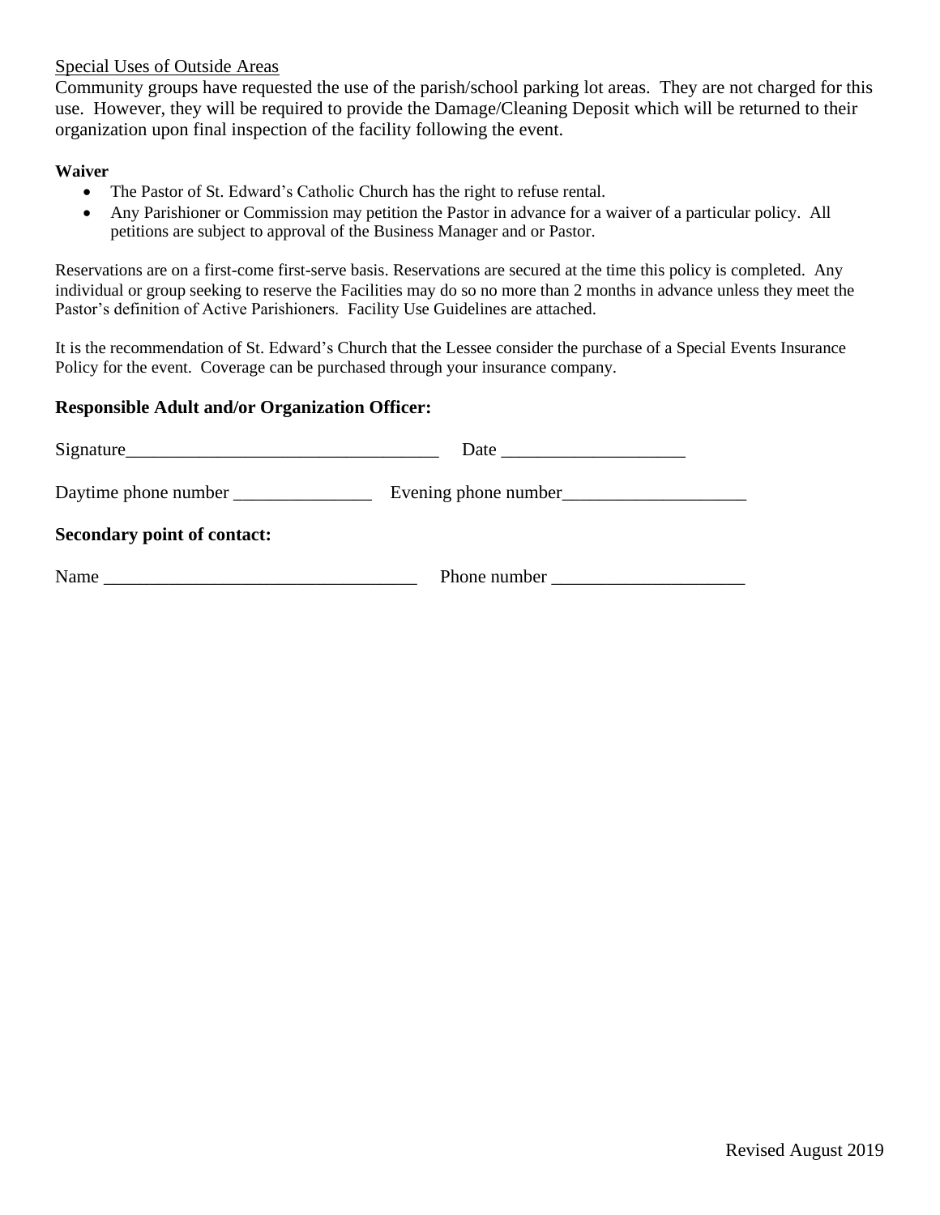Special Uses of Outside Areas

Community groups have requested the use of the parish/school parking lot areas. They are not charged for this use. However, they will be required to provide the Damage/Cleaning Deposit which will be returned to their organization upon final inspection of the facility following the event.

**Waiver**

- The Pastor of St. Edward's Catholic Church has the right to refuse rental.
- Any Parishioner or Commission may petition the Pastor in advance for a waiver of a particular policy. All petitions are subject to approval of the Business Manager and or Pastor.

Reservations are on a first-come first-serve basis. Reservations are secured at the time this policy is completed. Any individual or group seeking to reserve the Facilities may do so no more than 2 months in advance unless they meet the Pastor's definition of Active Parishioners. Facility Use Guidelines are attached.

It is the recommendation of St. Edward's Church that the Lessee consider the purchase of a Special Events Insurance Policy for the event. Coverage can be purchased through your insurance company.

**Responsible Adult and/or Organization Officer:**

Signature__________________________________ Date ____________________

Daytime phone number _______________ Evening phone number____________________

**Secondary point of contact:**

Name __________________________________ Phone number _____________________

Revised August 2019